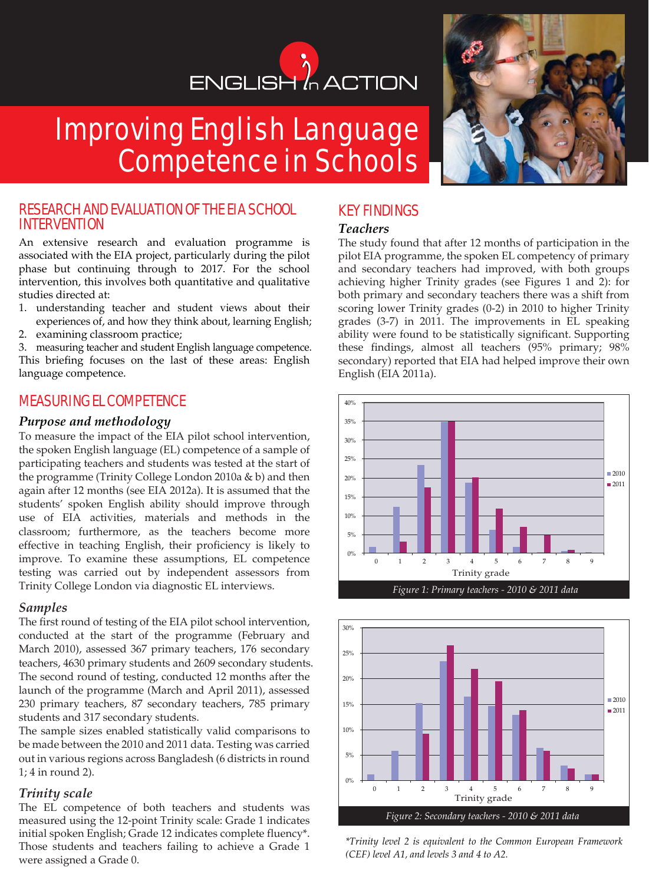ENGLISH in ACTION

# Improving English Language Competence in Schools

## RESEARCH AND EVALUATION OF THE EIA SCHOOL INTERVENTION

An extensive research and evaluation programme is associated with the EIA project, particularly during the pilot phase but continuing through to 2017. For the school intervention, this involves both quantitative and qualitative studies directed at:

1. understanding teacher and student views about their experiences of, and how they think about, learning English;
2. examining classroom practice;
3. measuring teacher and student English language competence.

This briefing focuses on the last of these areas: English language competence.

## MEASURING EL COMPETENCE

### *Purpose and methodology*

To measure the impact of the EIA pilot school intervention, the spoken English language (EL) competence of a sample of participating teachers and students was tested at the start of the programme (Trinity College London 2010a & b) and then again after 12 months (see EIA 2012a). It is assumed that the students' spoken English ability should improve through use of EIA activities, materials and methods in the classroom; furthermore, as the teachers become more effective in teaching English, their proficiency is likely to improve. To examine these assumptions, EL competence testing was carried out by independent assessors from Trinity College London via diagnostic EL interviews.

### *Samples*

The first round of testing of the EIA pilot school intervention, conducted at the start of the programme (February and March 2010), assessed 367 primary teachers, 176 secondary teachers, 4630 primary students and 2609 secondary students. The second round of testing, conducted 12 months after the launch of the programme (March and April 2011), assessed 230 primary teachers, 87 secondary teachers, 785 primary students and 317 secondary students.

The sample sizes enabled statistically valid comparisons to be made between the 2010 and 2011 data. Testing was carried out in various regions across Bangladesh (6 districts in round 1; 4 in round 2).

### *Trinity scale*

The EL competence of both teachers and students was measured using the 12-point Trinity scale: Grade 1 indicates initial spoken English; Grade 12 indicates complete fluency*. Those students and teachers failing to achieve a Grade 1 were assigned a Grade 0.

## KEY FINDINGS

### *Teachers*

The study found that after 12 months of participation in the pilot EIA programme, the spoken EL competency of primary and secondary teachers had improved, with both groups achieving higher Trinity grades (see Figures 1 and 2): for both primary and secondary teachers there was a shift from scoring lower Trinity grades (0-2) in 2010 to higher Trinity grades (3-7) in 2011. The improvements in EL speaking ability were found to be statistically significant. Supporting these findings, almost all teachers (95% primary; 98% secondary) reported that EIA had helped improve their own English (EIA 2011a).

*Figure 1: Primary teachers - 2010 & 2011 data*

*Figure 2: Secondary teachers - 2010 & 2011 data*

**Trinity level 2 is equivalent to the Common European Framework (CEF) level A1, and levels 3 and 4 to A2.*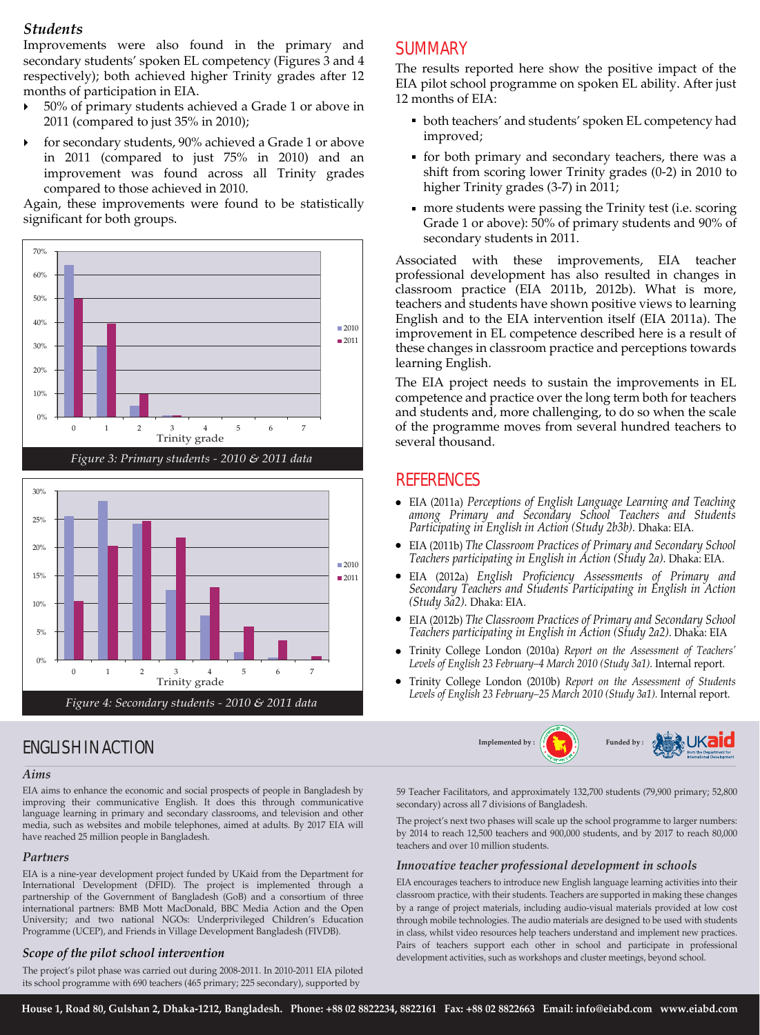### *Students*

Improvements were also found in the primary and secondary students' spoken EL competency (Figures 3 and 4 respectively); both achieved higher Trinity grades after 12 months of participation in EIA.

- 50% of primary students achieved a Grade 1 or above in 2011 (compared to just 35% in 2010);
- for secondary students, 90% achieved a Grade 1 or above in 2011 (compared to just 75% in 2010) and an improvement was found across all Trinity grades compared to those achieved in 2010.

Again, these improvements were found to be statistically significant for both groups.

70%
60%
50%
40%
30%
20%
10%
0%
0 1 2 3 4 5 6 7
Trinity grade
2010
2011

*Figure 3: Primary students - 2010 & 2011 data*

30%
25%
20%
15%
10%
5%
0%
0 1 2 3 4 5 6 7
Trinity grade
2010
2011

*Figure 4: Secondary students - 2010 & 2011 data*

## SUMMARY

The results reported here show the positive impact of the EIA pilot school programme on spoken EL ability. After just 12 months of EIA:

- both teachers' and students' spoken EL competency had improved;
- for both primary and secondary teachers, there was a shift from scoring lower Trinity grades (0-2) in 2010 to higher Trinity grades (3-7) in 2011;
- more students were passing the Trinity test (i.e. scoring Grade 1 or above): 50% of primary students and 90% of secondary students in 2011.

Associated with these improvements, EIA teacher professional development has also resulted in changes in classroom practice (EIA 2011b, 2012b). What is more, teachers and students have shown positive views to learning English and to the EIA intervention itself (EIA 2011a). The improvement in EL competence described here is a result of these changes in classroom practice and perceptions towards learning English.

The EIA project needs to sustain the improvements in EL competence and practice over the long term both for teachers and students and, more challenging, to do so when the scale of the programme moves from several hundred teachers to several thousand.

## REFERENCES

- EIA (2011a) *Perceptions of English Language Learning and Teaching among Primary and Secondary School Teachers and Students Participating in English in Action (Study 2b3b).* Dhaka: EIA.
- EIA (2011b) *The Classroom Practices of Primary and Secondary School Teachers participating in English in Action (Study 2a).* Dhaka: EIA.
- EIA (2012a) *English Proficiency Assessments of Primary and Secondary Teachers and Students Participating in English in Action (Study 3a2).* Dhaka: EIA.
- EIA (2012b) *The Classroom Practices of Primary and Secondary School Teachers participating in English in Action (Study 2a2).* Dhaka: EIA
- Trinity College London (2010a) *Report on the Assessment of Teachers' Levels of English 23 February–4 March 2010 (Study 3a1).* Internal report.
- Trinity College London (2010b) *Report on the Assessment of Students Levels of English 23 February–25 March 2010 (Study 3a1).* Internal report.

## ENGLISH IN ACTION

Implemented by :
Funded by :

### *Aims*

EIA aims to enhance the economic and social prospects of people in Bangladesh by improving their communicative English. It does this through communicative language learning in primary and secondary classrooms, and television and other media, such as websites and mobile telephones, aimed at adults. By 2017 EIA will have reached 25 million people in Bangladesh.

### *Partners*

EIA is a nine-year development project funded by UKaid from the Department for International Development (DFID). The project is implemented through a partnership of the Government of Bangladesh (GoB) and a consortium of three international partners: BMB Mott MacDonald, BBC Media Action and the Open University; and two national NGOs: Underprivileged Children's Education Programme (UCEP), and Friends in Village Development Bangladesh (FIVDB).

### *Scope of the pilot school intervention*

The project's pilot phase was carried out during 2008-2011. In 2010-2011 EIA piloted its school programme with 690 teachers (465 primary; 225 secondary), supported by 59 Teacher Facilitators, and approximately 132,700 students (79,900 primary; 52,800 secondary) across all 7 divisions of Bangladesh.

The project's next two phases will scale up the school programme to larger numbers: by 2014 to reach 12,500 teachers and 900,000 students, and by 2017 to reach 80,000 teachers and over 10 million students.

### *Innovative teacher professional development in schools*

EIA encourages teachers to introduce new English language learning activities into their classroom practice, with their students. Teachers are supported in making these changes by a range of project materials, including audio-visual materials provided at low cost through mobile technologies. The audio materials are designed to be used with students in class, whilst video resources help teachers understand and implement new practices. Pairs of teachers support each other in school and participate in professional development activities, such as workshops and cluster meetings, beyond school.

**House 1, Road 80, Gulshan 2, Dhaka-1212, Bangladesh. Phone: +88 02 8822234, 8822161 Fax: +88 02 8822663 Email: info@eiabd.com www.eiabd.com**